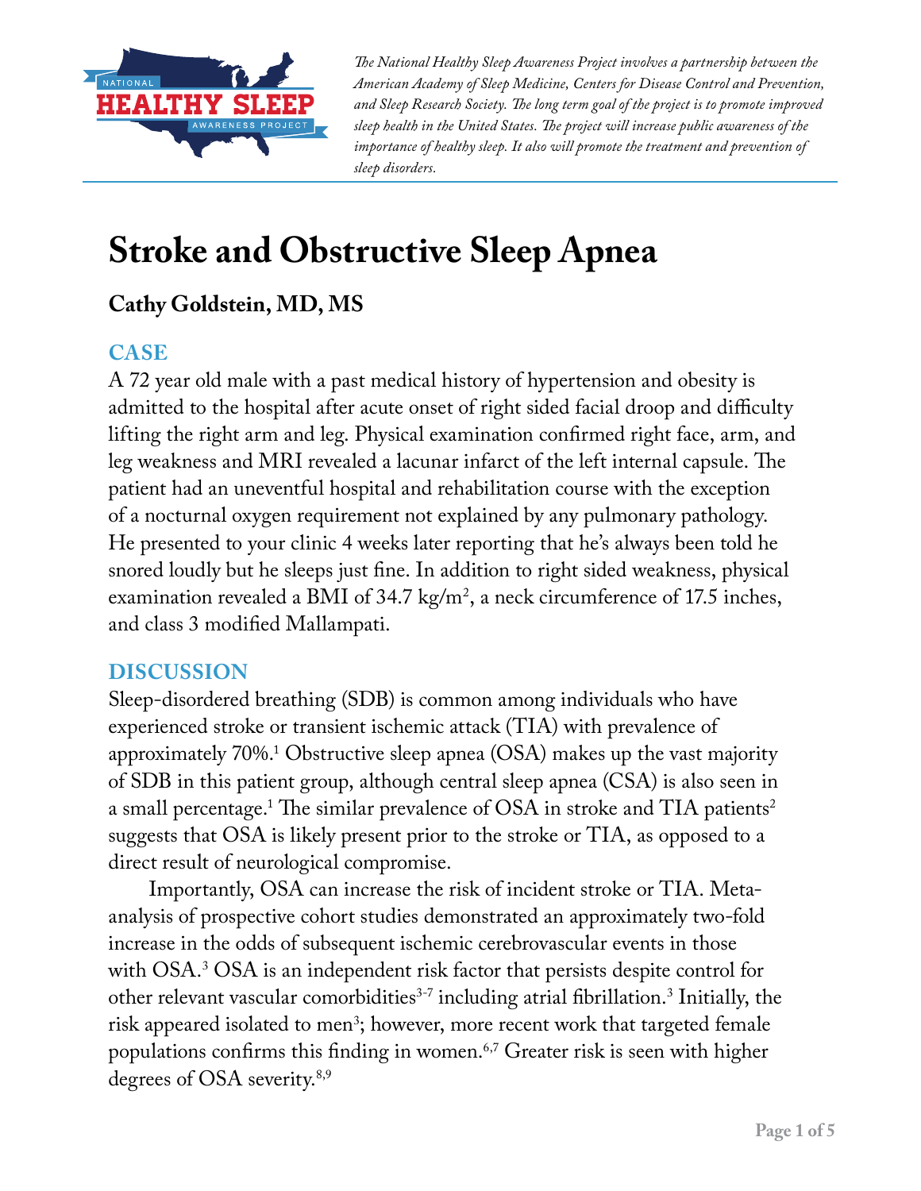*The National Healthy Sleep Awareness Project involves a partnership between the American Academy of Sleep Medicine, Centers for Disease Control and Prevention, and Sleep Research Society. The long term goal of the project is to promote improved sleep health in the United States. The project will increase public awareness of the importance of healthy sleep. It also will promote the treatment and prevention of sleep disorders.*

# Stroke and Obstructive Sleep Apnea

## Cathy Goldstein, MD, MS

### CASE

A 72 year old male with a past medical history of hypertension and obesity is admitted to the hospital after acute onset of right sided facial droop and difficulty lifting the right arm and leg. Physical examination confirmed right face, arm, and leg weakness and MRI revealed a lacunar infarct of the left internal capsule. The patient had an uneventful hospital and rehabilitation course with the exception of a nocturnal oxygen requirement not explained by any pulmonary pathology. He presented to your clinic 4 weeks later reporting that he's always been told he snored loudly but he sleeps just fine. In addition to right sided weakness, physical examination revealed a BMI of 34.7 kg/m$^2$, a neck circumference of 17.5 inches, and class 3 modified Mallampati.

### DISCUSSION

Sleep-disordered breathing (SDB) is common among individuals who have experienced stroke or transient ischemic attack (TIA) with prevalence of approximately 70%.[1] Obstructive sleep apnea (OSA) makes up the vast majority of SDB in this patient group, although central sleep apnea (CSA) is also seen in a small percentage.[1] The similar prevalence of OSA in stroke and TIA patients[2] suggests that OSA is likely present prior to the stroke or TIA, as opposed to a direct result of neurological compromise.

Importantly, OSA can increase the risk of incident stroke or TIA. Meta-analysis of prospective cohort studies demonstrated an approximately two-fold increase in the odds of subsequent ischemic cerebrovascular events in those with OSA.[3] OSA is an independent risk factor that persists despite control for other relevant vascular comorbidities[3-7] including atrial fibrillation.[3] Initially, the risk appeared isolated to men[3]; however, more recent work that targeted female populations confirms this finding in women.[6,7] Greater risk is seen with higher degrees of OSA severity.[8,9]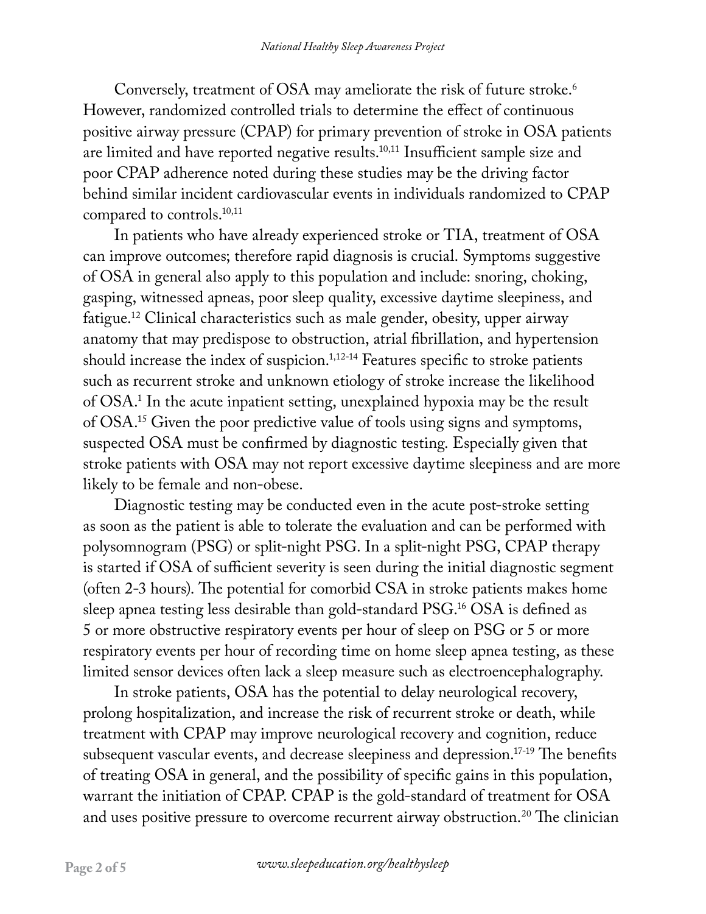Conversely, treatment of OSA may ameliorate the risk of future stroke.[6] However, randomized controlled trials to determine the effect of continuous positive airway pressure (CPAP) for primary prevention of stroke in OSA patients are limited and have reported negative results.[10,11] Insufficient sample size and poor CPAP adherence noted during these studies may be the driving factor behind similar incident cardiovascular events in individuals randomized to CPAP compared to controls.[10,11]

In patients who have already experienced stroke or TIA, treatment of OSA can improve outcomes; therefore rapid diagnosis is crucial. Symptoms suggestive of OSA in general also apply to this population and include: snoring, choking, gasping, witnessed apneas, poor sleep quality, excessive daytime sleepiness, and fatigue.[12] Clinical characteristics such as male gender, obesity, upper airway anatomy that may predispose to obstruction, atrial fibrillation, and hypertension should increase the index of suspicion.[1,12-14] Features specific to stroke patients such as recurrent stroke and unknown etiology of stroke increase the likelihood of OSA.[1] In the acute inpatient setting, unexplained hypoxia may be the result of OSA.[15] Given the poor predictive value of tools using signs and symptoms, suspected OSA must be confirmed by diagnostic testing. Especially given that stroke patients with OSA may not report excessive daytime sleepiness and are more likely to be female and non-obese.

Diagnostic testing may be conducted even in the acute post-stroke setting as soon as the patient is able to tolerate the evaluation and can be performed with polysomnogram (PSG) or split-night PSG. In a split-night PSG, CPAP therapy is started if OSA of sufficient severity is seen during the initial diagnostic segment (often 2-3 hours). The potential for comorbid CSA in stroke patients makes home sleep apnea testing less desirable than gold-standard PSG.[16] OSA is defined as 5 or more obstructive respiratory events per hour of sleep on PSG or 5 or more respiratory events per hour of recording time on home sleep apnea testing, as these limited sensor devices often lack a sleep measure such as electroencephalography.

In stroke patients, OSA has the potential to delay neurological recovery, prolong hospitalization, and increase the risk of recurrent stroke or death, while treatment with CPAP may improve neurological recovery and cognition, reduce subsequent vascular events, and decrease sleepiness and depression.[17-19] The benefits of treating OSA in general, and the possibility of specific gains in this population, warrant the initiation of CPAP. CPAP is the gold-standard of treatment for OSA and uses positive pressure to overcome recurrent airway obstruction.[20] The clinician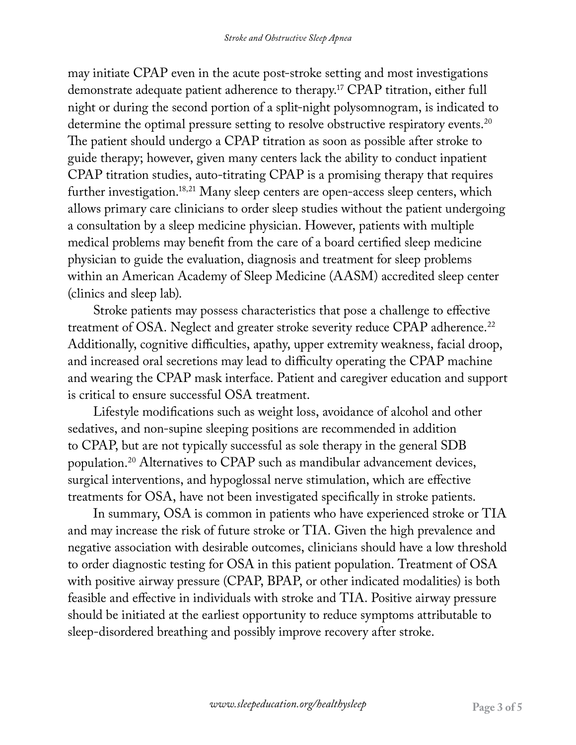may initiate CPAP even in the acute post-stroke setting and most investigations demonstrate adequate patient adherence to therapy.[17] CPAP titration, either full night or during the second portion of a split-night polysomnogram, is indicated to determine the optimal pressure setting to resolve obstructive respiratory events.[20] The patient should undergo a CPAP titration as soon as possible after stroke to guide therapy; however, given many centers lack the ability to conduct inpatient CPAP titration studies, auto-titrating CPAP is a promising therapy that requires further investigation.[18,21] Many sleep centers are open-access sleep centers, which allows primary care clinicians to order sleep studies without the patient undergoing a consultation by a sleep medicine physician. However, patients with multiple medical problems may benefit from the care of a board certified sleep medicine physician to guide the evaluation, diagnosis and treatment for sleep problems within an American Academy of Sleep Medicine (AASM) accredited sleep center (clinics and sleep lab).

Stroke patients may possess characteristics that pose a challenge to effective treatment of OSA. Neglect and greater stroke severity reduce CPAP adherence.[22] Additionally, cognitive difficulties, apathy, upper extremity weakness, facial droop, and increased oral secretions may lead to difficulty operating the CPAP machine and wearing the CPAP mask interface. Patient and caregiver education and support is critical to ensure successful OSA treatment.

Lifestyle modifications such as weight loss, avoidance of alcohol and other sedatives, and non-supine sleeping positions are recommended in addition to CPAP, but are not typically successful as sole therapy in the general SDB population.[20] Alternatives to CPAP such as mandibular advancement devices, surgical interventions, and hypoglossal nerve stimulation, which are effective treatments for OSA, have not been investigated specifically in stroke patients.

In summary, OSA is common in patients who have experienced stroke or TIA and may increase the risk of future stroke or TIA. Given the high prevalence and negative association with desirable outcomes, clinicians should have a low threshold to order diagnostic testing for OSA in this patient population. Treatment of OSA with positive airway pressure (CPAP, BPAP, or other indicated modalities) is both feasible and effective in individuals with stroke and TIA. Positive airway pressure should be initiated at the earliest opportunity to reduce symptoms attributable to sleep-disordered breathing and possibly improve recovery after stroke.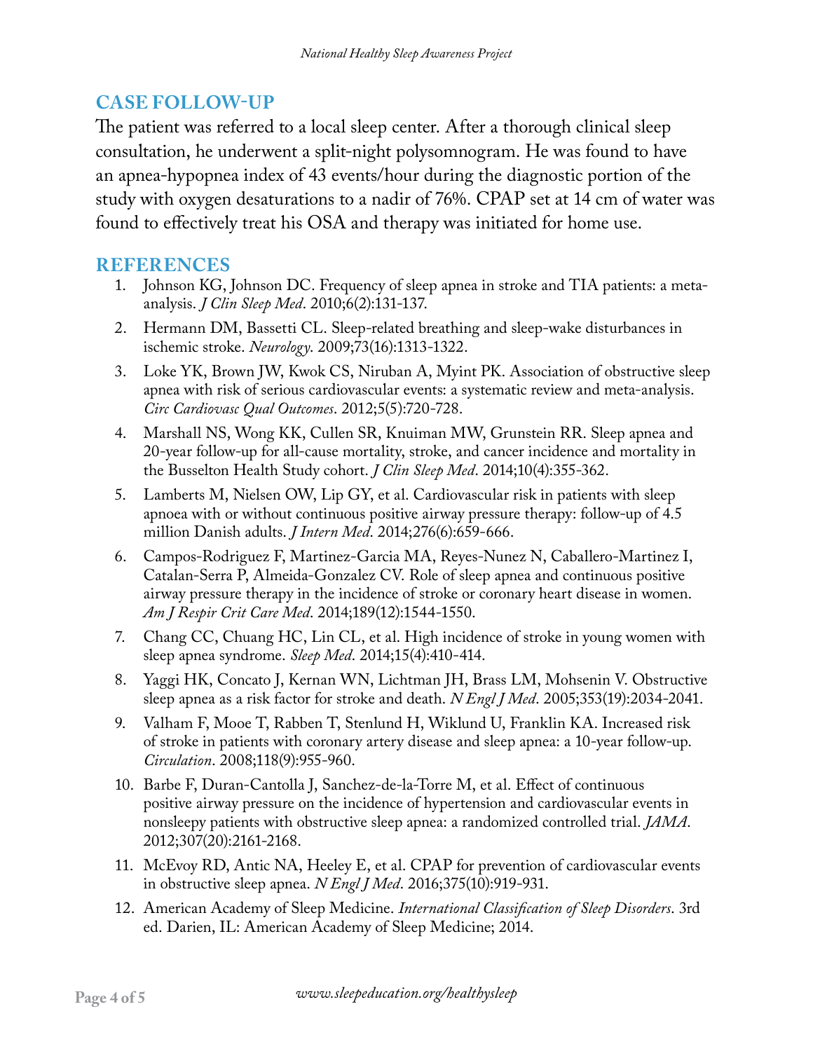## CASE FOLLOW-UP

The patient was referred to a local sleep center. After a thorough clinical sleep consultation, he underwent a split-night polysomnogram. He was found to have an apnea-hypopnea index of 43 events/hour during the diagnostic portion of the study with oxygen desaturations to a nadir of 76%. CPAP set at 14 cm of water was found to effectively treat his OSA and therapy was initiated for home use.

## REFERENCES

1. Johnson KG, Johnson DC. Frequency of sleep apnea in stroke and TIA patients: a meta-analysis. *J Clin Sleep Med*. 2010;6(2):131-137.
2. Hermann DM, Bassetti CL. Sleep-related breathing and sleep-wake disturbances in ischemic stroke. *Neurology*. 2009;73(16):1313-1322.
3. Loke YK, Brown JW, Kwok CS, Niruban A, Myint PK. Association of obstructive sleep apnea with risk of serious cardiovascular events: a systematic review and meta-analysis. *Circ Cardiovasc Qual Outcomes*. 2012;5(5):720-728.
4. Marshall NS, Wong KK, Cullen SR, Knuiman MW, Grunstein RR. Sleep apnea and 20-year follow-up for all-cause mortality, stroke, and cancer incidence and mortality in the Busselton Health Study cohort. *J Clin Sleep Med*. 2014;10(4):355-362.
5. Lamberts M, Nielsen OW, Lip GY, et al. Cardiovascular risk in patients with sleep apnoea with or without continuous positive airway pressure therapy: follow-up of 4.5 million Danish adults. *J Intern Med*. 2014;276(6):659-666.
6. Campos-Rodriguez F, Martinez-Garcia MA, Reyes-Nunez N, Caballero-Martinez I, Catalan-Serra P, Almeida-Gonzalez CV. Role of sleep apnea and continuous positive airway pressure therapy in the incidence of stroke or coronary heart disease in women. *Am J Respir Crit Care Med*. 2014;189(12):1544-1550.
7. Chang CC, Chuang HC, Lin CL, et al. High incidence of stroke in young women with sleep apnea syndrome. *Sleep Med*. 2014;15(4):410-414.
8. Yaggi HK, Concato J, Kernan WN, Lichtman JH, Brass LM, Mohsenin V. Obstructive sleep apnea as a risk factor for stroke and death. *N Engl J Med*. 2005;353(19):2034-2041.
9. Valham F, Mooe T, Rabben T, Stenlund H, Wiklund U, Franklin KA. Increased risk of stroke in patients with coronary artery disease and sleep apnea: a 10-year follow-up. *Circulation*. 2008;118(9):955-960.
10. Barbe F, Duran-Cantolla J, Sanchez-de-la-Torre M, et al. Effect of continuous positive airway pressure on the incidence of hypertension and cardiovascular events in nonsleepy patients with obstructive sleep apnea: a randomized controlled trial. *JAMA*. 2012;307(20):2161-2168.
11. McEvoy RD, Antic NA, Heeley E, et al. CPAP for prevention of cardiovascular events in obstructive sleep apnea. *N Engl J Med*. 2016;375(10):919-931.
12. American Academy of Sleep Medicine. *International Classification of Sleep Disorders*. 3rd ed. Darien, IL: American Academy of Sleep Medicine; 2014.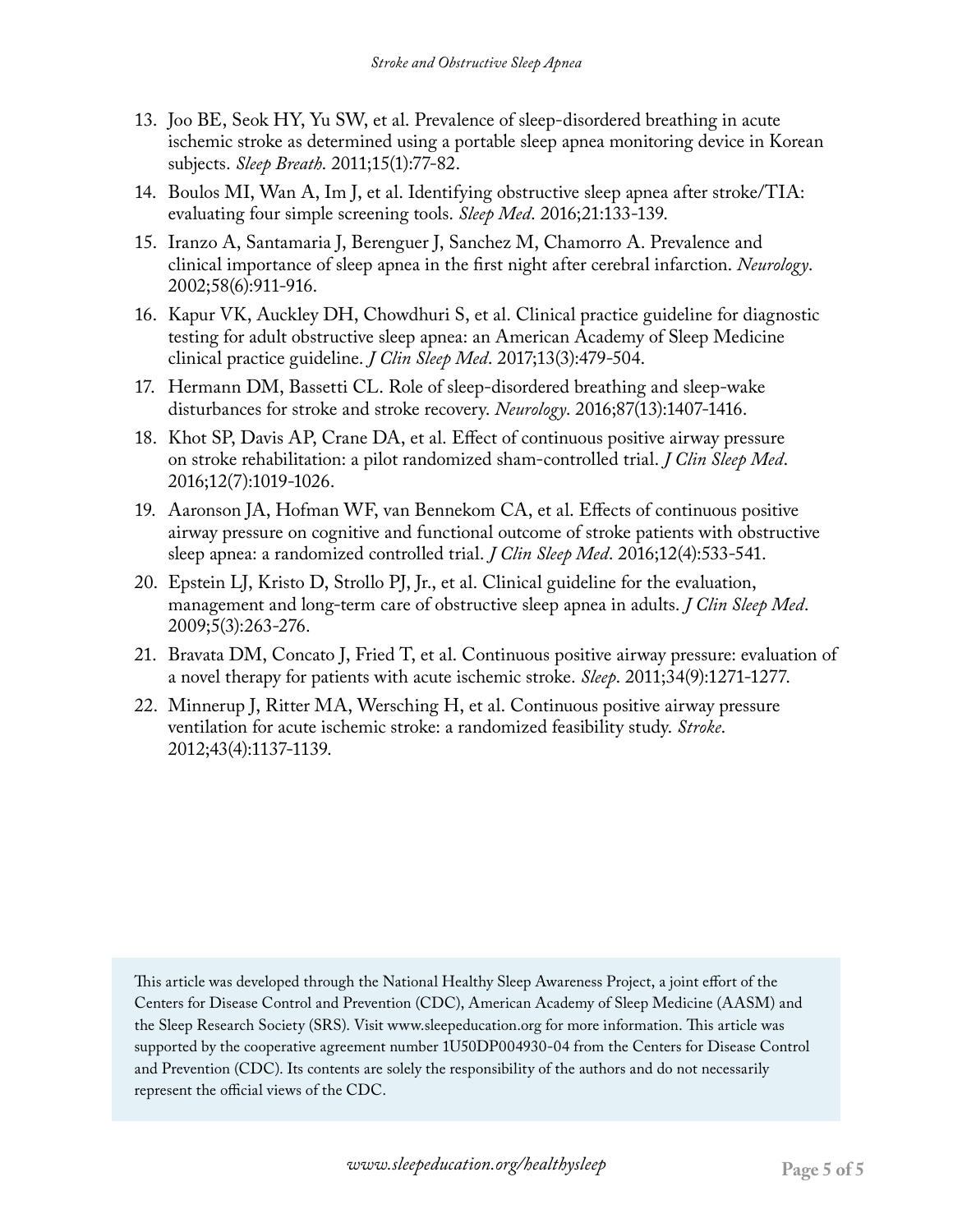13. Joo BE, Seok HY, Yu SW, et al. Prevalence of sleep-disordered breathing in acute ischemic stroke as determined using a portable sleep apnea monitoring device in Korean subjects. *Sleep Breath*. 2011;15(1):77-82.
14. Boulos MI, Wan A, Im J, et al. Identifying obstructive sleep apnea after stroke/TIA: evaluating four simple screening tools. *Sleep Med*. 2016;21:133-139.
15. Iranzo A, Santamaria J, Berenguer J, Sanchez M, Chamorro A. Prevalence and clinical importance of sleep apnea in the first night after cerebral infarction. *Neurology*. 2002;58(6):911-916.
16. Kapur VK, Auckley DH, Chowdhuri S, et al. Clinical practice guideline for diagnostic testing for adult obstructive sleep apnea: an American Academy of Sleep Medicine clinical practice guideline. *J Clin Sleep Med*. 2017;13(3):479-504.
17. Hermann DM, Bassetti CL. Role of sleep-disordered breathing and sleep-wake disturbances for stroke and stroke recovery. *Neurology*. 2016;87(13):1407-1416.
18. Khot SP, Davis AP, Crane DA, et al. Effect of continuous positive airway pressure on stroke rehabilitation: a pilot randomized sham-controlled trial. *J Clin Sleep Med*. 2016;12(7):1019-1026.
19. Aaronson JA, Hofman WF, van Bennekom CA, et al. Effects of continuous positive airway pressure on cognitive and functional outcome of stroke patients with obstructive sleep apnea: a randomized controlled trial. *J Clin Sleep Med*. 2016;12(4):533-541.
20. Epstein LJ, Kristo D, Strollo PJ, Jr., et al. Clinical guideline for the evaluation, management and long-term care of obstructive sleep apnea in adults. *J Clin Sleep Med*. 2009;5(3):263-276.
21. Bravata DM, Concato J, Fried T, et al. Continuous positive airway pressure: evaluation of a novel therapy for patients with acute ischemic stroke. *Sleep*. 2011;34(9):1271-1277.
22. Minnerup J, Ritter MA, Wersching H, et al. Continuous positive airway pressure ventilation for acute ischemic stroke: a randomized feasibility study. *Stroke*. 2012;43(4):1137-1139.

This article was developed through the National Healthy Sleep Awareness Project, a joint effort of the Centers for Disease Control and Prevention (CDC), American Academy of Sleep Medicine (AASM) and the Sleep Research Society (SRS). Visit www.sleepeducation.org for more information. This article was supported by the cooperative agreement number 1U50DP004930-04 from the Centers for Disease Control and Prevention (CDC). Its contents are solely the responsibility of the authors and do not necessarily represent the official views of the CDC.